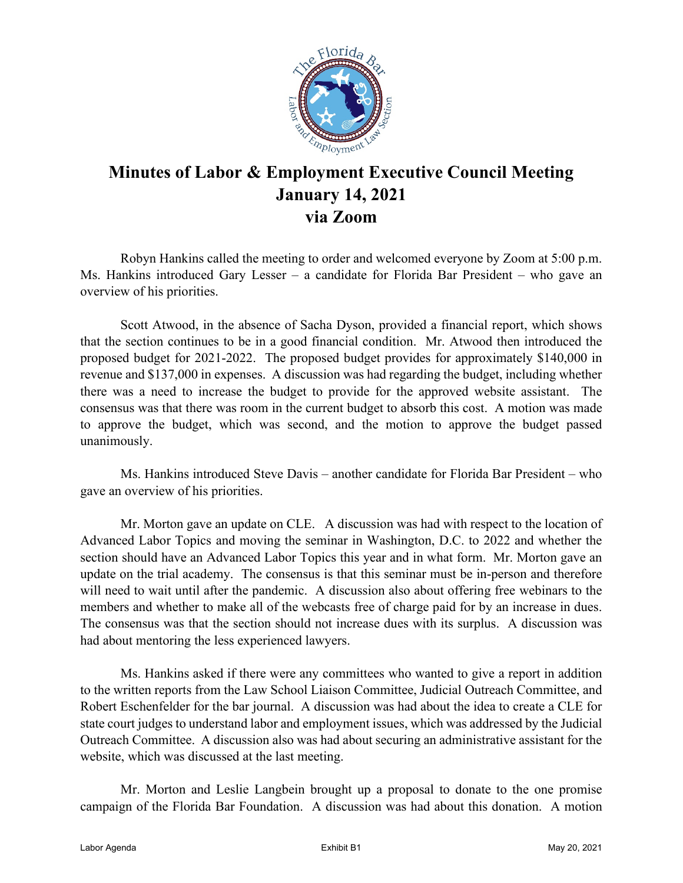# Minutes of Labor & Employment Executive Council Meeting
# January 14, 2021
# via Zoom

Robyn Hankins called the meeting to order and welcomed everyone by Zoom at 5:00 p.m. Ms. Hankins introduced Gary Lesser – a candidate for Florida Bar President – who gave an overview of his priorities.

Scott Atwood, in the absence of Sacha Dyson, provided a financial report, which shows that the section continues to be in a good financial condition. Mr. Atwood then introduced the proposed budget for 2021-2022. The proposed budget provides for approximately $140,000 in revenue and $137,000 in expenses. A discussion was had regarding the budget, including whether there was a need to increase the budget to provide for the approved website assistant. The consensus was that there was room in the current budget to absorb this cost. A motion was made to approve the budget, which was second, and the motion to approve the budget passed unanimously.

Ms. Hankins introduced Steve Davis – another candidate for Florida Bar President – who gave an overview of his priorities.

Mr. Morton gave an update on CLE. A discussion was had with respect to the location of Advanced Labor Topics and moving the seminar in Washington, D.C. to 2022 and whether the section should have an Advanced Labor Topics this year and in what form. Mr. Morton gave an update on the trial academy. The consensus is that this seminar must be in-person and therefore will need to wait until after the pandemic. A discussion also about offering free webinars to the members and whether to make all of the webcasts free of charge paid for by an increase in dues. The consensus was that the section should not increase dues with its surplus. A discussion was had about mentoring the less experienced lawyers.

Ms. Hankins asked if there were any committees who wanted to give a report in addition to the written reports from the Law School Liaison Committee, Judicial Outreach Committee, and Robert Eschenfelder for the bar journal. A discussion was had about the idea to create a CLE for state court judges to understand labor and employment issues, which was addressed by the Judicial Outreach Committee. A discussion also was had about securing an administrative assistant for the website, which was discussed at the last meeting.

Mr. Morton and Leslie Langbein brought up a proposal to donate to the one promise campaign of the Florida Bar Foundation. A discussion was had about this donation. A motion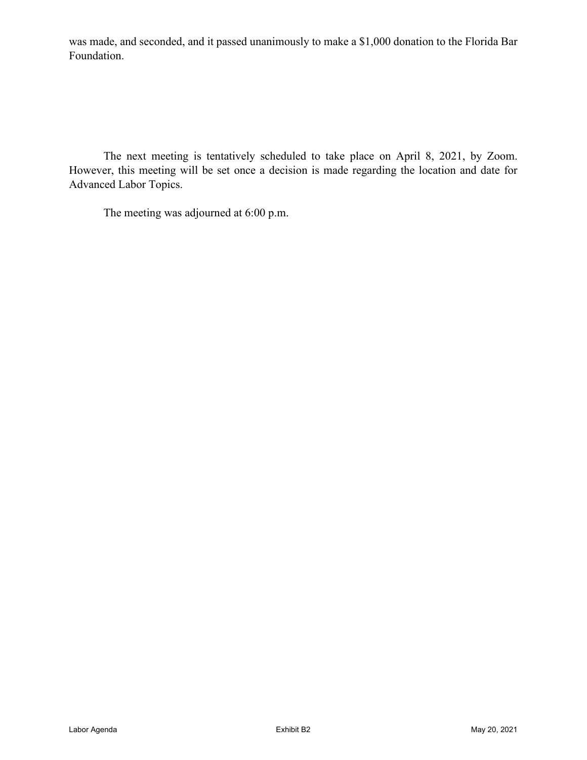was made, and seconded, and it passed unanimously to make a $1,000 donation to the Florida Bar Foundation.

The next meeting is tentatively scheduled to take place on April 8, 2021, by Zoom. However, this meeting will be set once a decision is made regarding the location and date for Advanced Labor Topics.

The meeting was adjourned at 6:00 p.m.